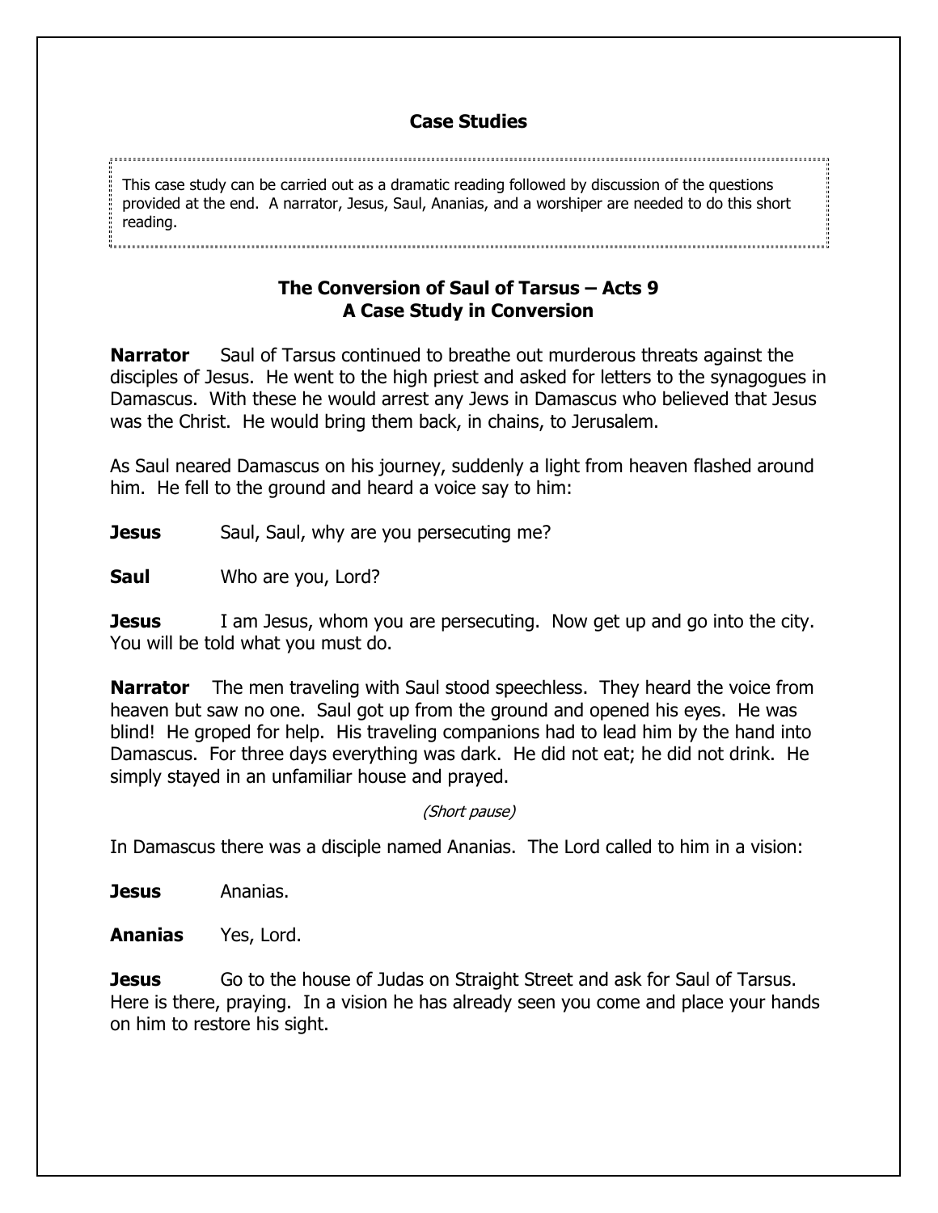## Case Studies

This case study can be carried out as a dramatic reading followed by discussion of the questions provided at the end. A narrator, Jesus, Saul, Ananias, and a worshiper are needed to do this short reading.

### The Conversion of Saul of Tarsus – Acts 9
### A Case Study in Conversion

**Narrator** Saul of Tarsus continued to breathe out murderous threats against the disciples of Jesus. He went to the high priest and asked for letters to the synagogues in Damascus. With these he would arrest any Jews in Damascus who believed that Jesus was the Christ. He would bring them back, in chains, to Jerusalem.

As Saul neared Damascus on his journey, suddenly a light from heaven flashed around him. He fell to the ground and heard a voice say to him:

**Jesus** Saul, Saul, why are you persecuting me?

**Saul** Who are you, Lord?

**Jesus** I am Jesus, whom you are persecuting. Now get up and go into the city. You will be told what you must do.

**Narrator** The men traveling with Saul stood speechless. They heard the voice from heaven but saw no one. Saul got up from the ground and opened his eyes. He was blind! He groped for help. His traveling companions had to lead him by the hand into Damascus. For three days everything was dark. He did not eat; he did not drink. He simply stayed in an unfamiliar house and prayed.

*(Short pause)*

In Damascus there was a disciple named Ananias. The Lord called to him in a vision:

**Jesus** Ananias.

**Ananias** Yes, Lord.

**Jesus** Go to the house of Judas on Straight Street and ask for Saul of Tarsus. Here is there, praying. In a vision he has already seen you come and place your hands on him to restore his sight.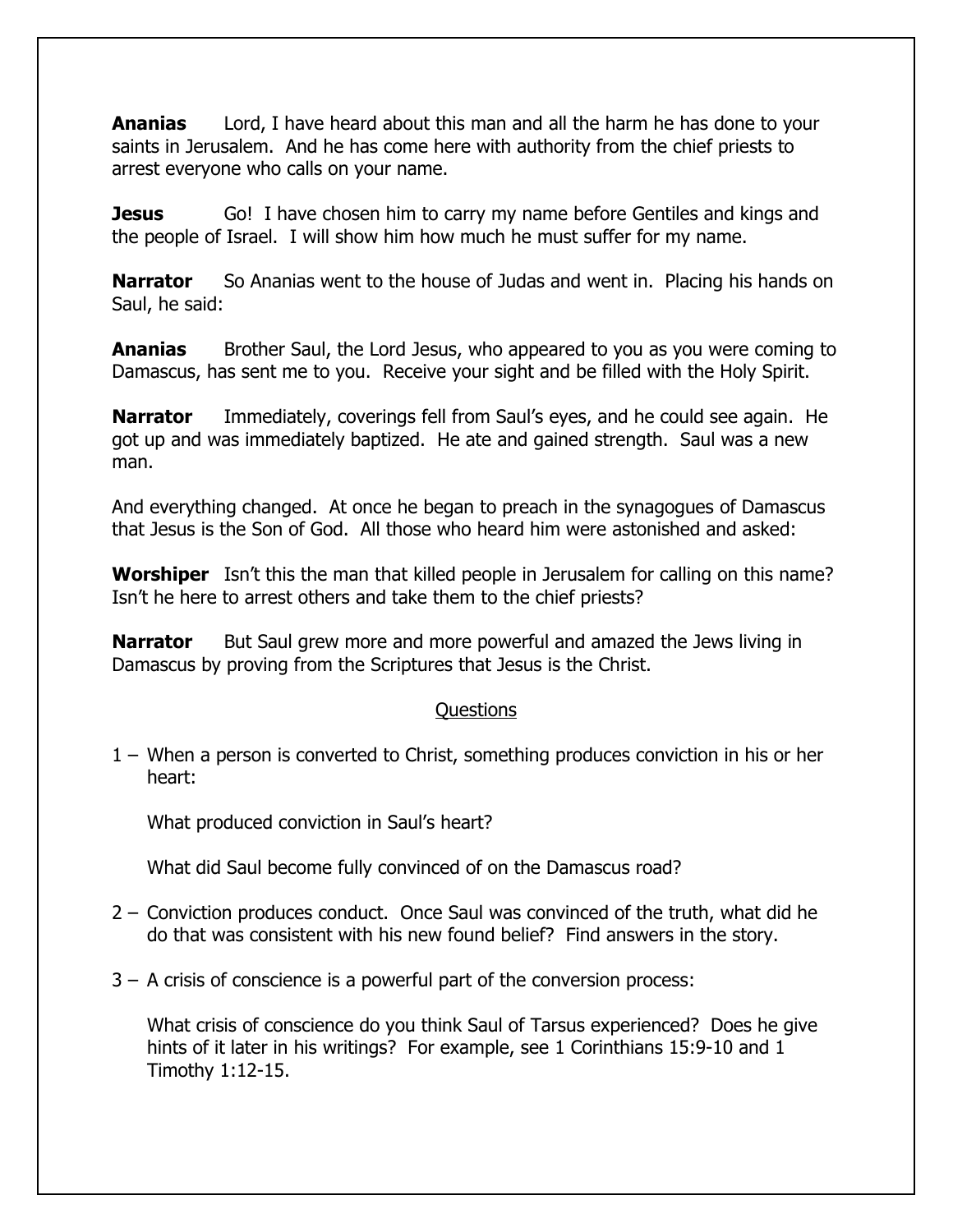**Ananias** Lord, I have heard about this man and all the harm he has done to your saints in Jerusalem. And he has come here with authority from the chief priests to arrest everyone who calls on your name.

**Jesus** Go! I have chosen him to carry my name before Gentiles and kings and the people of Israel. I will show him how much he must suffer for my name.

**Narrator** So Ananias went to the house of Judas and went in. Placing his hands on Saul, he said:

**Ananias** Brother Saul, the Lord Jesus, who appeared to you as you were coming to Damascus, has sent me to you. Receive your sight and be filled with the Holy Spirit.

**Narrator** Immediately, coverings fell from Saul's eyes, and he could see again. He got up and was immediately baptized. He ate and gained strength. Saul was a new man.

And everything changed. At once he began to preach in the synagogues of Damascus that Jesus is the Son of God. All those who heard him were astonished and asked:

**Worshiper** Isn't this the man that killed people in Jerusalem for calling on this name? Isn't he here to arrest others and take them to the chief priests?

**Narrator** But Saul grew more and more powerful and amazed the Jews living in Damascus by proving from the Scriptures that Jesus is the Christ.

## Questions

1 – When a person is converted to Christ, something produces conviction in his or her heart:

What produced conviction in Saul's heart?

What did Saul become fully convinced of on the Damascus road?

2 – Conviction produces conduct. Once Saul was convinced of the truth, what did he do that was consistent with his new found belief? Find answers in the story.

3 – A crisis of conscience is a powerful part of the conversion process:

What crisis of conscience do you think Saul of Tarsus experienced? Does he give hints of it later in his writings? For example, see 1 Corinthians 15:9-10 and 1 Timothy 1:12-15.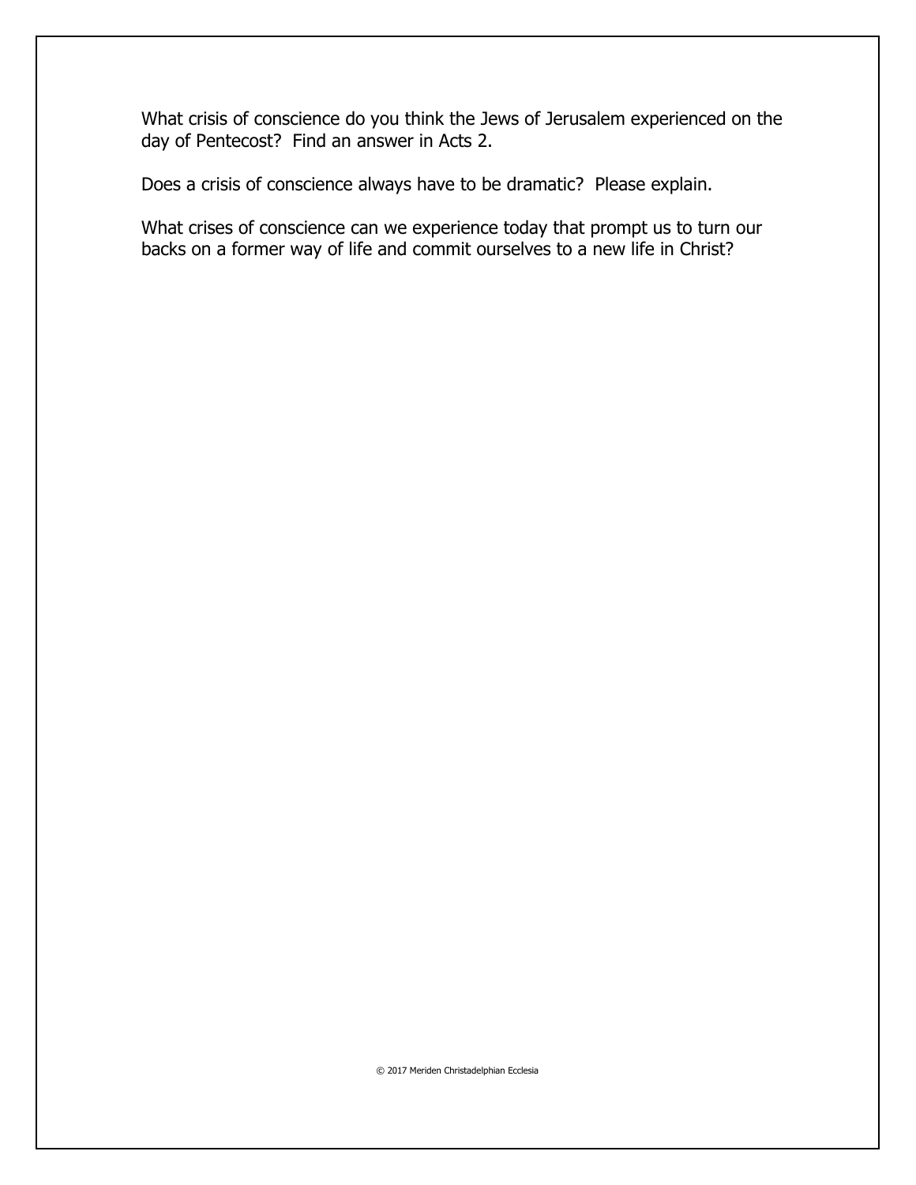What crisis of conscience do you think the Jews of Jerusalem experienced on the day of Pentecost? Find an answer in Acts 2.

Does a crisis of conscience always have to be dramatic? Please explain.

What crises of conscience can we experience today that prompt us to turn our backs on a former way of life and commit ourselves to a new life in Christ?

© 2017 Meriden Christadelphian Ecclesia